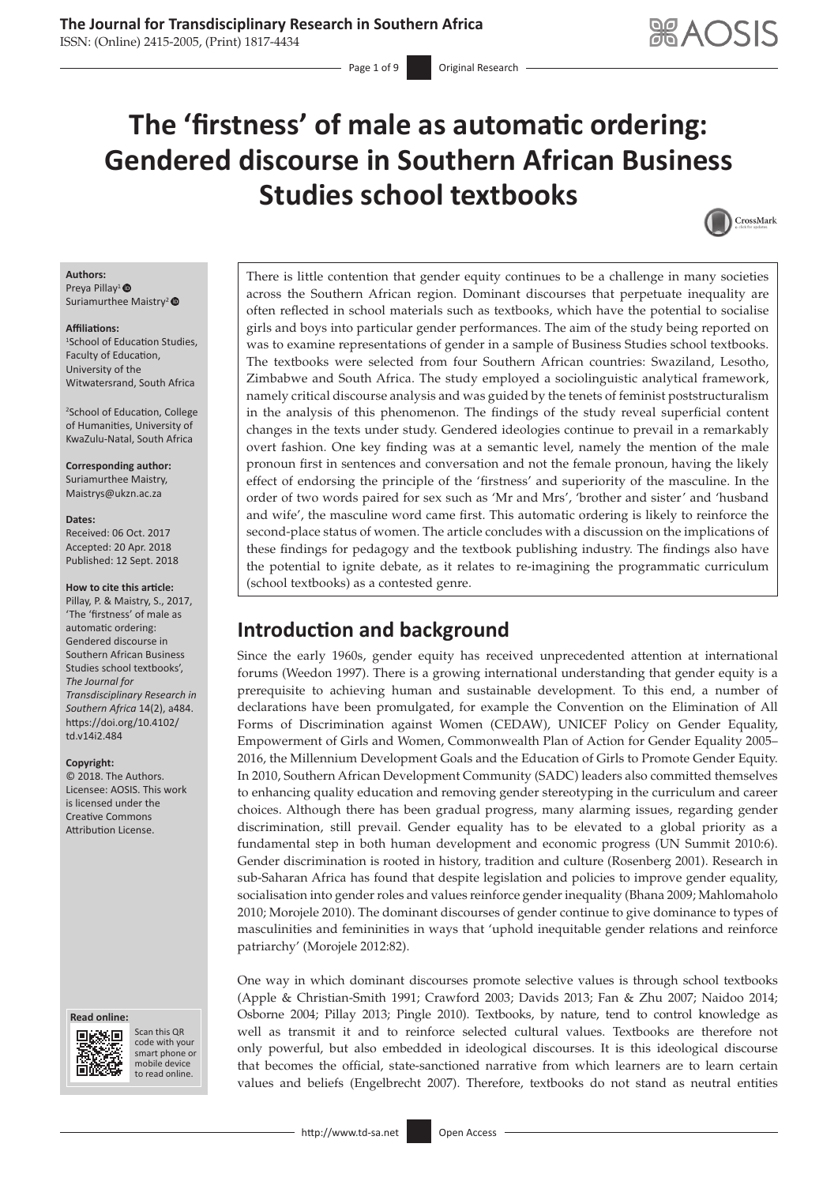# The 'firstness' of male as automatic ordering: Gendered discourse in Southern African Business Studies school textbooks

**Authors:**
Preya Pillay[1]
Suriamurthee Maistry[2]

**Affiliations:**
[1]School of Education Studies, Faculty of Education, University of the Witwatersrand, South Africa

[2]School of Education, College of Humanities, University of KwaZulu-Natal, South Africa

**Corresponding author:**
Suriamurthee Maistry,
Maistrys@ukzn.ac.za

**Dates:**
Received: 06 Oct. 2017
Accepted: 20 Apr. 2018
Published: 12 Sept. 2018

**How to cite this article:**
Pillay, P. & Maistry, S., 2017, 'The 'firstness' of male as automatic ordering: Gendered discourse in Southern African Business Studies school textbooks', *The Journal for Transdisciplinary Research in Southern Africa* 14(2), a484. https://doi.org/10.4102/td.v14i2.484

**Copyright:**
© 2018. The Authors. Licensee: AOSIS. This work is licensed under the Creative Commons Attribution License.

There is little contention that gender equity continues to be a challenge in many societies across the Southern African region. Dominant discourses that perpetuate inequality are often reflected in school materials such as textbooks, which have the potential to socialise girls and boys into particular gender performances. The aim of the study being reported on was to examine representations of gender in a sample of Business Studies school textbooks. The textbooks were selected from four Southern African countries: Swaziland, Lesotho, Zimbabwe and South Africa. The study employed a sociolinguistic analytical framework, namely critical discourse analysis and was guided by the tenets of feminist poststructuralism in the analysis of this phenomenon. The findings of the study reveal superficial content changes in the texts under study. Gendered ideologies continue to prevail in a remarkably overt fashion. One key finding was at a semantic level, namely the mention of the male pronoun first in sentences and conversation and not the female pronoun, having the likely effect of endorsing the principle of the 'firstness' and superiority of the masculine. In the order of two words paired for sex such as 'Mr and Mrs', 'brother and sister' and 'husband and wife', the masculine word came first. This automatic ordering is likely to reinforce the second-place status of women. The article concludes with a discussion on the implications of these findings for pedagogy and the textbook publishing industry. The findings also have the potential to ignite debate, as it relates to re-imagining the programmatic curriculum (school textbooks) as a contested genre.

## Introduction and background

Since the early 1960s, gender equity has received unprecedented attention at international forums (Weedon 1997). There is a growing international understanding that gender equity is a prerequisite to achieving human and sustainable development. To this end, a number of declarations have been promulgated, for example the Convention on the Elimination of All Forms of Discrimination against Women (CEDAW), UNICEF Policy on Gender Equality, Empowerment of Girls and Women, Commonwealth Plan of Action for Gender Equality 2005–2016, the Millennium Development Goals and the Education of Girls to Promote Gender Equity. In 2010, Southern African Development Community (SADC) leaders also committed themselves to enhancing quality education and removing gender stereotyping in the curriculum and career choices. Although there has been gradual progress, many alarming issues, regarding gender discrimination, still prevail. Gender equality has to be elevated to a global priority as a fundamental step in both human development and economic progress (UN Summit 2010:6). Gender discrimination is rooted in history, tradition and culture (Rosenberg 2001). Research in sub-Saharan Africa has found that despite legislation and policies to improve gender equality, socialisation into gender roles and values reinforce gender inequality (Bhana 2009; Mahlomaholo 2010; Morojele 2010). The dominant discourses of gender continue to give dominance to types of masculinities and femininities in ways that 'uphold inequitable gender relations and reinforce patriarchy' (Morojele 2012:82).

One way in which dominant discourses promote selective values is through school textbooks (Apple & Christian-Smith 1991; Crawford 2003; Davids 2013; Fan & Zhu 2007; Naidoo 2014; Osborne 2004; Pillay 2013; Pingle 2010). Textbooks, by nature, tend to control knowledge as well as transmit it and to reinforce selected cultural values. Textbooks are therefore not only powerful, but also embedded in ideological discourses. It is this ideological discourse that becomes the official, state-sanctioned narrative from which learners are to learn certain values and beliefs (Engelbrecht 2007). Therefore, textbooks do not stand as neutral entities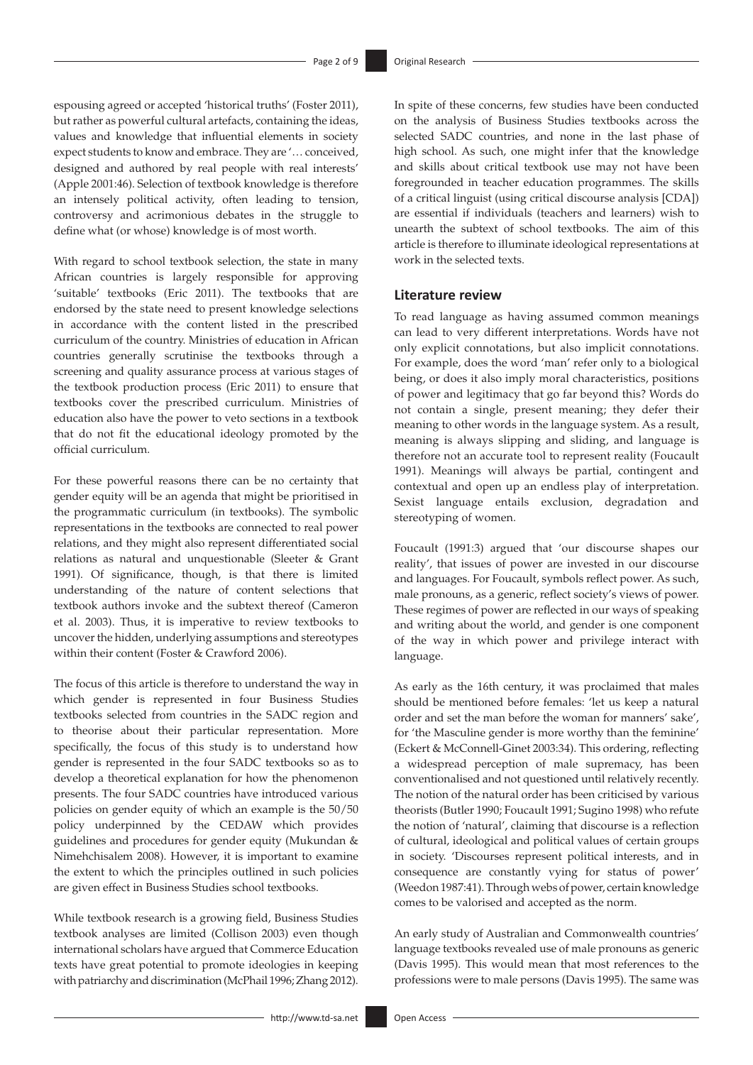espousing agreed or accepted 'historical truths' (Foster 2011), but rather as powerful cultural artefacts, containing the ideas, values and knowledge that influential elements in society expect students to know and embrace. They are '… conceived, designed and authored by real people with real interests' (Apple 2001:46). Selection of textbook knowledge is therefore an intensely political activity, often leading to tension, controversy and acrimonious debates in the struggle to define what (or whose) knowledge is of most worth.

With regard to school textbook selection, the state in many African countries is largely responsible for approving 'suitable' textbooks (Eric 2011). The textbooks that are endorsed by the state need to present knowledge selections in accordance with the content listed in the prescribed curriculum of the country. Ministries of education in African countries generally scrutinise the textbooks through a screening and quality assurance process at various stages of the textbook production process (Eric 2011) to ensure that textbooks cover the prescribed curriculum. Ministries of education also have the power to veto sections in a textbook that do not fit the educational ideology promoted by the official curriculum.

For these powerful reasons there can be no certainty that gender equity will be an agenda that might be prioritised in the programmatic curriculum (in textbooks). The symbolic representations in the textbooks are connected to real power relations, and they might also represent differentiated social relations as natural and unquestionable (Sleeter & Grant 1991). Of significance, though, is that there is limited understanding of the nature of content selections that textbook authors invoke and the subtext thereof (Cameron et al. 2003). Thus, it is imperative to review textbooks to uncover the hidden, underlying assumptions and stereotypes within their content (Foster & Crawford 2006).

The focus of this article is therefore to understand the way in which gender is represented in four Business Studies textbooks selected from countries in the SADC region and to theorise about their particular representation. More specifically, the focus of this study is to understand how gender is represented in the four SADC textbooks so as to develop a theoretical explanation for how the phenomenon presents. The four SADC countries have introduced various policies on gender equity of which an example is the 50/50 policy underpinned by the CEDAW which provides guidelines and procedures for gender equity (Mukundan & Nimehchisalem 2008). However, it is important to examine the extent to which the principles outlined in such policies are given effect in Business Studies school textbooks.

While textbook research is a growing field, Business Studies textbook analyses are limited (Collison 2003) even though international scholars have argued that Commerce Education texts have great potential to promote ideologies in keeping with patriarchy and discrimination (McPhail 1996; Zhang 2012).

In spite of these concerns, few studies have been conducted on the analysis of Business Studies textbooks across the selected SADC countries, and none in the last phase of high school. As such, one might infer that the knowledge and skills about critical textbook use may not have been foregrounded in teacher education programmes. The skills of a critical linguist (using critical discourse analysis [CDA]) are essential if individuals (teachers and learners) wish to unearth the subtext of school textbooks. The aim of this article is therefore to illuminate ideological representations at work in the selected texts.

## Literature review

To read language as having assumed common meanings can lead to very different interpretations. Words have not only explicit connotations, but also implicit connotations. For example, does the word 'man' refer only to a biological being, or does it also imply moral characteristics, positions of power and legitimacy that go far beyond this? Words do not contain a single, present meaning; they defer their meaning to other words in the language system. As a result, meaning is always slipping and sliding, and language is therefore not an accurate tool to represent reality (Foucault 1991). Meanings will always be partial, contingent and contextual and open up an endless play of interpretation. Sexist language entails exclusion, degradation and stereotyping of women.

Foucault (1991:3) argued that 'our discourse shapes our reality', that issues of power are invested in our discourse and languages. For Foucault, symbols reflect power. As such, male pronouns, as a generic, reflect society's views of power. These regimes of power are reflected in our ways of speaking and writing about the world, and gender is one component of the way in which power and privilege interact with language.

As early as the 16th century, it was proclaimed that males should be mentioned before females: 'let us keep a natural order and set the man before the woman for manners' sake', for 'the Masculine gender is more worthy than the feminine' (Eckert & McConnell-Ginet 2003:34). This ordering, reflecting a widespread perception of male supremacy, has been conventionalised and not questioned until relatively recently. The notion of the natural order has been criticised by various theorists (Butler 1990; Foucault 1991; Sugino 1998) who refute the notion of 'natural', claiming that discourse is a reflection of cultural, ideological and political values of certain groups in society. 'Discourses represent political interests, and in consequence are constantly vying for status of power' (Weedon 1987:41). Through webs of power, certain knowledge comes to be valorised and accepted as the norm.

An early study of Australian and Commonwealth countries' language textbooks revealed use of male pronouns as generic (Davis 1995). This would mean that most references to the professions were to male persons (Davis 1995). The same was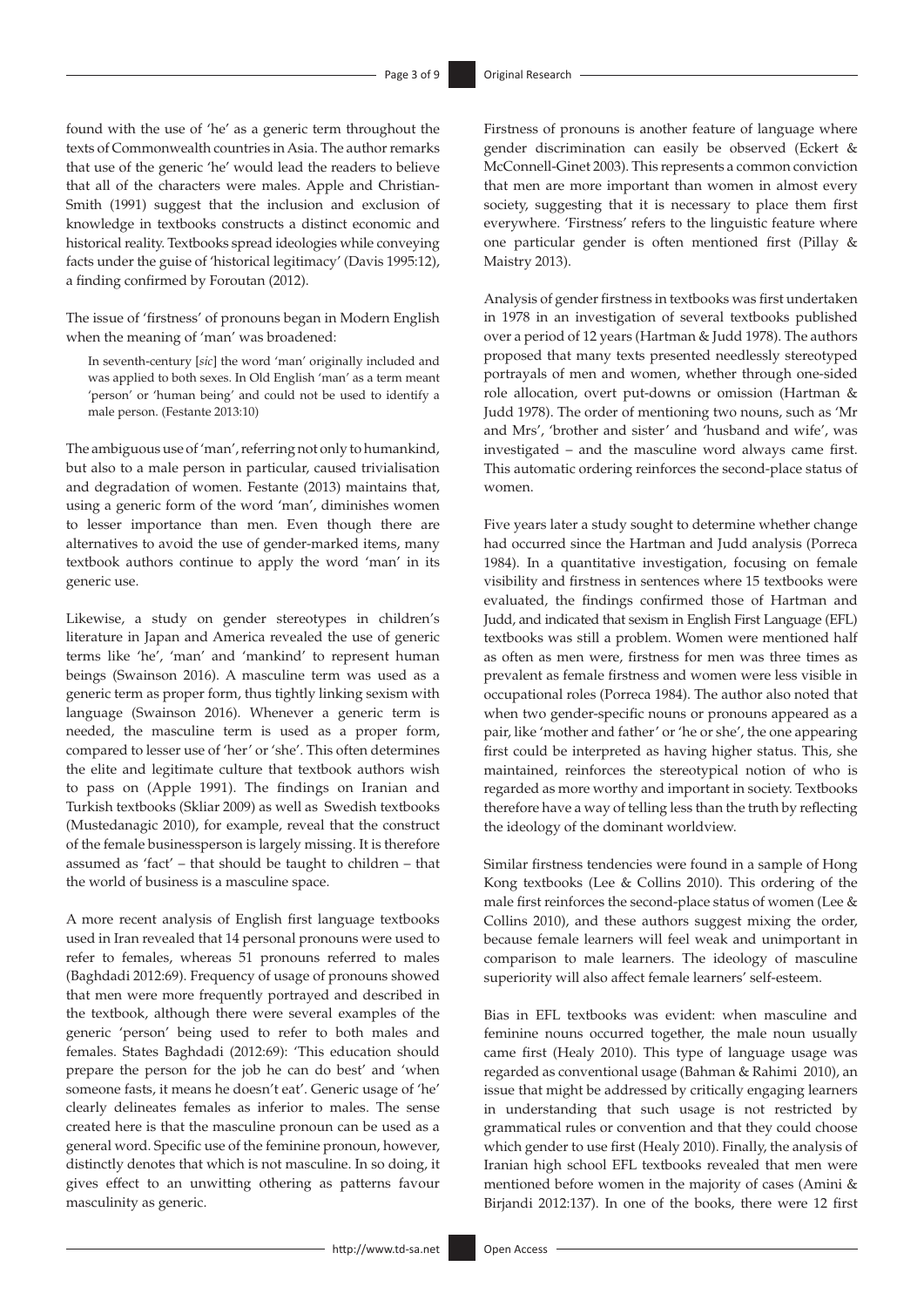found with the use of 'he' as a generic term throughout the texts of Commonwealth countries in Asia. The author remarks that use of the generic 'he' would lead the readers to believe that all of the characters were males. Apple and Christian-Smith (1991) suggest that the inclusion and exclusion of knowledge in textbooks constructs a distinct economic and historical reality. Textbooks spread ideologies while conveying facts under the guise of 'historical legitimacy' (Davis 1995:12), a finding confirmed by Foroutan (2012).

The issue of 'firstness' of pronouns began in Modern English when the meaning of 'man' was broadened:

> In seventh-century [*sic*] the word 'man' originally included and was applied to both sexes. In Old English 'man' as a term meant 'person' or 'human being' and could not be used to identify a male person. (Festante 2013:10)

The ambiguous use of 'man', referring not only to humankind, but also to a male person in particular, caused trivialisation and degradation of women. Festante (2013) maintains that, using a generic form of the word 'man', diminishes women to lesser importance than men. Even though there are alternatives to avoid the use of gender-marked items, many textbook authors continue to apply the word 'man' in its generic use.

Likewise, a study on gender stereotypes in children's literature in Japan and America revealed the use of generic terms like 'he', 'man' and 'mankind' to represent human beings (Swainson 2016). A masculine term was used as a generic term as proper form, thus tightly linking sexism with language (Swainson 2016). Whenever a generic term is needed, the masculine term is used as a proper form, compared to lesser use of 'her' or 'she'. This often determines the elite and legitimate culture that textbook authors wish to pass on (Apple 1991). The findings on Iranian and Turkish textbooks (Skliar 2009) as well as Swedish textbooks (Mustedanagic 2010), for example, reveal that the construct of the female businessperson is largely missing. It is therefore assumed as 'fact' – that should be taught to children – that the world of business is a masculine space.

A more recent analysis of English first language textbooks used in Iran revealed that 14 personal pronouns were used to refer to females, whereas 51 pronouns referred to males (Baghdadi 2012:69). Frequency of usage of pronouns showed that men were more frequently portrayed and described in the textbook, although there were several examples of the generic 'person' being used to refer to both males and females. States Baghdadi (2012:69): 'This education should prepare the person for the job he can do best' and 'when someone fasts, it means he doesn't eat'. Generic usage of 'he' clearly delineates females as inferior to males. The sense created here is that the masculine pronoun can be used as a general word. Specific use of the feminine pronoun, however, distinctly denotes that which is not masculine. In so doing, it gives effect to an unwitting othering as patterns favour masculinity as generic.

Firstness of pronouns is another feature of language where gender discrimination can easily be observed (Eckert & McConnell-Ginet 2003). This represents a common conviction that men are more important than women in almost every society, suggesting that it is necessary to place them first everywhere. 'Firstness' refers to the linguistic feature where one particular gender is often mentioned first (Pillay & Maistry 2013).

Analysis of gender firstness in textbooks was first undertaken in 1978 in an investigation of several textbooks published over a period of 12 years (Hartman & Judd 1978). The authors proposed that many texts presented needlessly stereotyped portrayals of men and women, whether through one-sided role allocation, overt put-downs or omission (Hartman & Judd 1978). The order of mentioning two nouns, such as 'Mr and Mrs', 'brother and sister' and 'husband and wife', was investigated – and the masculine word always came first. This automatic ordering reinforces the second-place status of women.

Five years later a study sought to determine whether change had occurred since the Hartman and Judd analysis (Porreca 1984). In a quantitative investigation, focusing on female visibility and firstness in sentences where 15 textbooks were evaluated, the findings confirmed those of Hartman and Judd, and indicated that sexism in English First Language (EFL) textbooks was still a problem. Women were mentioned half as often as men were, firstness for men was three times as prevalent as female firstness and women were less visible in occupational roles (Porreca 1984). The author also noted that when two gender-specific nouns or pronouns appeared as a pair, like 'mother and father' or 'he or she', the one appearing first could be interpreted as having higher status. This, she maintained, reinforces the stereotypical notion of who is regarded as more worthy and important in society. Textbooks therefore have a way of telling less than the truth by reflecting the ideology of the dominant worldview.

Similar firstness tendencies were found in a sample of Hong Kong textbooks (Lee & Collins 2010). This ordering of the male first reinforces the second-place status of women (Lee & Collins 2010), and these authors suggest mixing the order, because female learners will feel weak and unimportant in comparison to male learners. The ideology of masculine superiority will also affect female learners' self-esteem.

Bias in EFL textbooks was evident: when masculine and feminine nouns occurred together, the male noun usually came first (Healy 2010). This type of language usage was regarded as conventional usage (Bahman & Rahimi 2010), an issue that might be addressed by critically engaging learners in understanding that such usage is not restricted by grammatical rules or convention and that they could choose which gender to use first (Healy 2010). Finally, the analysis of Iranian high school EFL textbooks revealed that men were mentioned before women in the majority of cases (Amini & Birjandi 2012:137). In one of the books, there were 12 first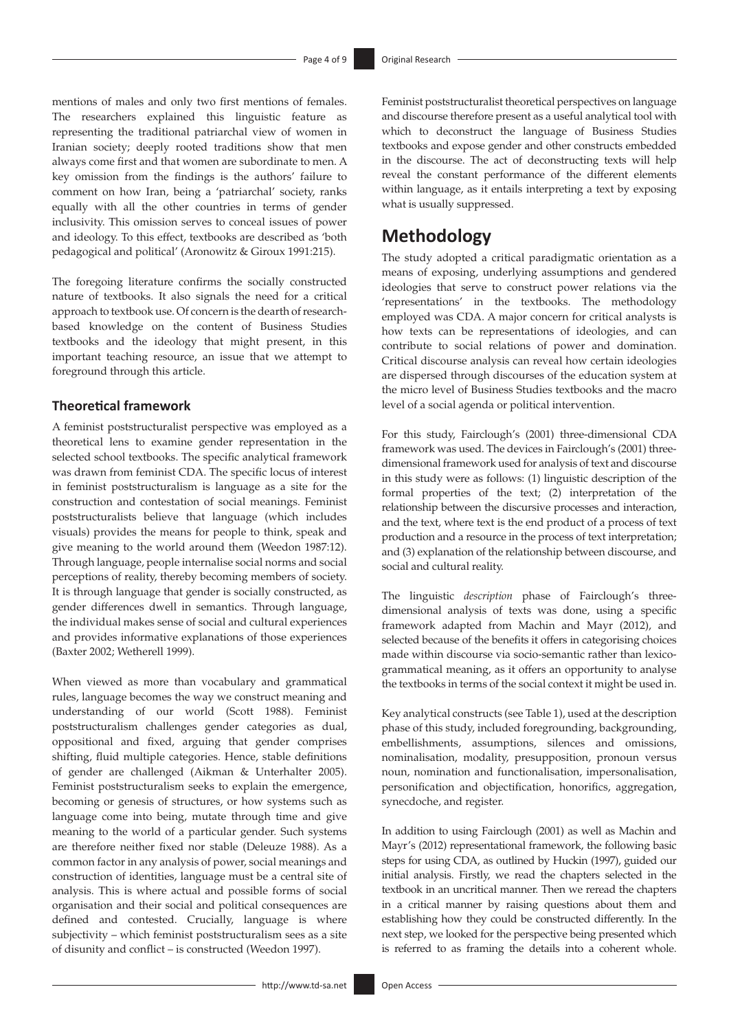mentions of males and only two first mentions of females. The researchers explained this linguistic feature as representing the traditional patriarchal view of women in Iranian society; deeply rooted traditions show that men always come first and that women are subordinate to men. A key omission from the findings is the authors' failure to comment on how Iran, being a 'patriarchal' society, ranks equally with all the other countries in terms of gender inclusivity. This omission serves to conceal issues of power and ideology. To this effect, textbooks are described as 'both pedagogical and political' (Aronowitz & Giroux 1991:215).

The foregoing literature confirms the socially constructed nature of textbooks. It also signals the need for a critical approach to textbook use. Of concern is the dearth of research-based knowledge on the content of Business Studies textbooks and the ideology that might present, in this important teaching resource, an issue that we attempt to foreground through this article.

### Theoretical framework

A feminist poststructuralist perspective was employed as a theoretical lens to examine gender representation in the selected school textbooks. The specific analytical framework was drawn from feminist CDA. The specific locus of interest in feminist poststructuralism is language as a site for the construction and contestation of social meanings. Feminist poststructuralists believe that language (which includes visuals) provides the means for people to think, speak and give meaning to the world around them (Weedon 1987:12). Through language, people internalise social norms and social perceptions of reality, thereby becoming members of society. It is through language that gender is socially constructed, as gender differences dwell in semantics. Through language, the individual makes sense of social and cultural experiences and provides informative explanations of those experiences (Baxter 2002; Wetherell 1999).

When viewed as more than vocabulary and grammatical rules, language becomes the way we construct meaning and understanding of our world (Scott 1988). Feminist poststructuralism challenges gender categories as dual, oppositional and fixed, arguing that gender comprises shifting, fluid multiple categories. Hence, stable definitions of gender are challenged (Aikman & Unterhalter 2005). Feminist poststructuralism seeks to explain the emergence, becoming or genesis of structures, or how systems such as language come into being, mutate through time and give meaning to the world of a particular gender. Such systems are therefore neither fixed nor stable (Deleuze 1988). As a common factor in any analysis of power, social meanings and construction of identities, language must be a central site of analysis. This is where actual and possible forms of social organisation and their social and political consequences are defined and contested. Crucially, language is where subjectivity – which feminist poststructuralism sees as a site of disunity and conflict – is constructed (Weedon 1997).

Feminist poststructuralist theoretical perspectives on language and discourse therefore present as a useful analytical tool with which to deconstruct the language of Business Studies textbooks and expose gender and other constructs embedded in the discourse. The act of deconstructing texts will help reveal the constant performance of the different elements within language, as it entails interpreting a text by exposing what is usually suppressed.

## Methodology

The study adopted a critical paradigmatic orientation as a means of exposing, underlying assumptions and gendered ideologies that serve to construct power relations via the 'representations' in the textbooks. The methodology employed was CDA. A major concern for critical analysts is how texts can be representations of ideologies, and can contribute to social relations of power and domination. Critical discourse analysis can reveal how certain ideologies are dispersed through discourses of the education system at the micro level of Business Studies textbooks and the macro level of a social agenda or political intervention.

For this study, Fairclough's (2001) three-dimensional CDA framework was used. The devices in Fairclough's (2001) three-dimensional framework used for analysis of text and discourse in this study were as follows: (1) linguistic description of the formal properties of the text; (2) interpretation of the relationship between the discursive processes and interaction, and the text, where text is the end product of a process of text production and a resource in the process of text interpretation; and (3) explanation of the relationship between discourse, and social and cultural reality.

The linguistic *description* phase of Fairclough's three-dimensional analysis of texts was done, using a specific framework adapted from Machin and Mayr (2012), and selected because of the benefits it offers in categorising choices made within discourse via socio-semantic rather than lexico-grammatical meaning, as it offers an opportunity to analyse the textbooks in terms of the social context it might be used in.

Key analytical constructs (see Table 1), used at the description phase of this study, included foregrounding, backgrounding, embellishments, assumptions, silences and omissions, nominalisation, modality, presupposition, pronoun versus noun, nomination and functionalisation, impersonalisation, personification and objectification, honorifics, aggregation, synecdoche, and register.

In addition to using Fairclough (2001) as well as Machin and Mayr's (2012) representational framework, the following basic steps for using CDA, as outlined by Huckin (1997), guided our initial analysis. Firstly, we read the chapters selected in the textbook in an uncritical manner. Then we reread the chapters in a critical manner by raising questions about them and establishing how they could be constructed differently. In the next step, we looked for the perspective being presented which is referred to as framing the details into a coherent whole.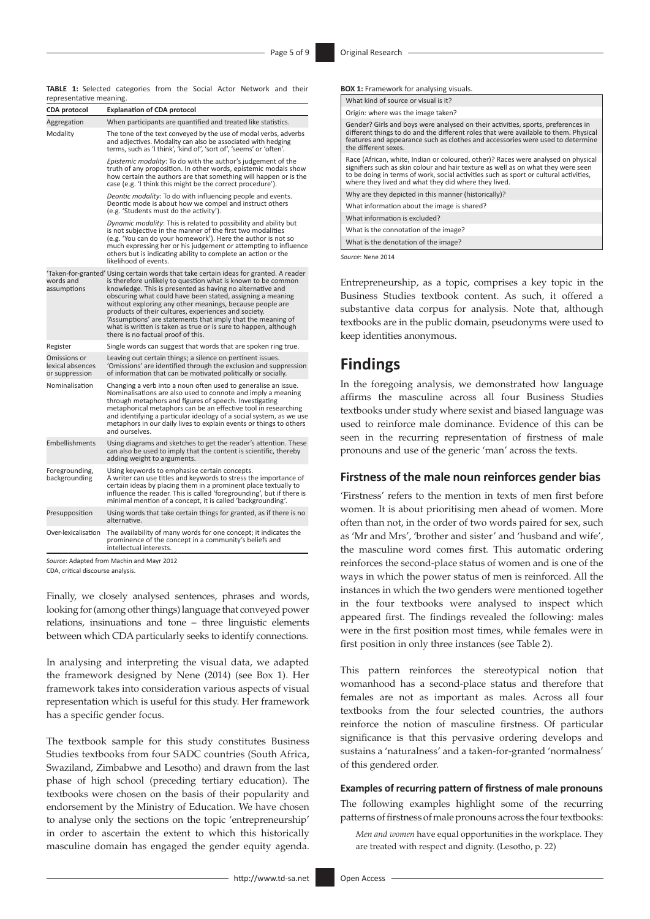**TABLE 1:** Selected categories from the Social Actor Network and their representative meaning.

| CDA protocol | Explanation of CDA protocol |
|---|---|
| Aggregation | When participants are quantified and treated like statistics. |
| Modality | The tone of the text conveyed by the use of modal verbs, adverbs and adjectives. Modality can also be associated with hedging terms, such as 'I think', 'kind of', 'sort of', 'seems' or 'often'. |
| | *Epistemic modality*: To do with the author's judgement of the truth of any proposition. In other words, epistemic modals show how certain the authors are that something will happen or is the case (e.g. 'I think this might be the correct procedure'). |
| | *Deontic modality*: To do with influencing people and events. Deontic mode is about how we compel and instruct others (e.g. 'Students must do the activity'). |
| | *Dynamic modality*: This is related to possibility and ability but is not subjective in the manner of the first two modalities (e.g. 'You can do your homework'). Here the author is not so much expressing her or his judgement or attempting to influence others but is indicating ability to complete an action or the likelihood of events. |
| 'Taken-for-granted' words and assumptions | Using certain words that take certain ideas for granted. A reader is therefore unlikely to question what is known to be common knowledge. This is presented as having no alternative and obscuring what could have been stated, assigning a meaning without exploring any other meanings, because people are products of their cultures, experiences and society. 'Assumptions' are statements that imply that the meaning of what is written is taken as true or is sure to happen, although there is no factual proof of this. |
| Register | Single words can suggest that words that are spoken ring true. |
| Omissions or lexical absences or suppression | Leaving out certain things; a silence on pertinent issues. 'Omissions' are identified through the exclusion and suppression of information that can be motivated politically or socially. |
| Nominalisation | Changing a verb into a noun often used to generalise an issue. Nominalisations are also used to connote and imply a meaning through metaphors and figures of speech. Investigating metaphorical metaphors can be an effective tool in researching and identifying a particular ideology of a social system, as we use metaphors in our daily lives to explain events or things to others and ourselves. |
| Embellishments | Using diagrams and sketches to get the reader's attention. These can also be used to imply that the content is scientific, thereby adding weight to arguments. |
| Foregrounding, backgrounding | Using keywords to emphasise certain concepts. A writer can use titles and keywords to stress the importance of certain ideas by placing them in a prominent place textually to influence the reader. This is called 'foregrounding', but if there is minimal mention of a concept, it is called 'backgrounding'. |
| Presupposition | Using words that take certain things for granted, as if there is no alternative. |
| Over-lexicalisation | The availability of many words for one concept; it indicates the prominence of the concept in a community's beliefs and intellectual interests. |

*Source*: Adapted from Machin and Mayr 2012

CDA, critical discourse analysis.

Finally, we closely analysed sentences, phrases and words, looking for (among other things) language that conveyed power relations, insinuations and tone – three linguistic elements between which CDA particularly seeks to identify connections.

In analysing and interpreting the visual data, we adapted the framework designed by Nene (2014) (see Box 1). Her framework takes into consideration various aspects of visual representation which is useful for this study. Her framework has a specific gender focus.

The textbook sample for this study constitutes Business Studies textbooks from four SADC countries (South Africa, Swaziland, Zimbabwe and Lesotho) and drawn from the last phase of high school (preceding tertiary education). The textbooks were chosen on the basis of their popularity and endorsement by the Ministry of Education. We have chosen to analyse only the sections on the topic 'entrepreneurship' in order to ascertain the extent to which this historically masculine domain has engaged the gender equity agenda.

**BOX 1:** Framework for analysing visuals.

| |
|---|
| What kind of source or visual is it? |
| Origin: where was the image taken? |
| Gender? Girls and boys were analysed on their activities, sports, preferences in different things to do and the different roles that were available to them. Physical features and appearance such as clothes and accessories were used to determine the different sexes. |
| Race (African, white, Indian or coloured, other)? Races were analysed on physical signifiers such as skin colour and hair texture as well as on what they were seen to be doing in terms of work, social activities such as sport or cultural activities, where they lived and what they did where they lived. |
| Why are they depicted in this manner (historically)? |
| What information about the image is shared? |
| What information is excluded? |
| What is the connotation of the image? |
| What is the denotation of the image? |

*Source*: Nene 2014

Entrepreneurship, as a topic, comprises a key topic in the Business Studies textbook content. As such, it offered a substantive data corpus for analysis. Note that, although textbooks are in the public domain, pseudonyms were used to keep identities anonymous.

# Findings

In the foregoing analysis, we demonstrated how language affirms the masculine across all four Business Studies textbooks under study where sexist and biased language was used to reinforce male dominance. Evidence of this can be seen in the recurring representation of firstness of male pronouns and use of the generic 'man' across the texts.

## Firstness of the male noun reinforces gender bias

'Firstness' refers to the mention in texts of men first before women. It is about prioritising men ahead of women. More often than not, in the order of two words paired for sex, such as 'Mr and Mrs', 'brother and sister' and 'husband and wife', the masculine word comes first. This automatic ordering reinforces the second-place status of women and is one of the ways in which the power status of men is reinforced. All the instances in which the two genders were mentioned together in the four textbooks were analysed to inspect which appeared first. The findings revealed the following: males were in the first position most times, while females were in first position in only three instances (see Table 2).

This pattern reinforces the stereotypical notion that womanhood has a second-place status and therefore that females are not as important as males. Across all four textbooks from the four selected countries, the authors reinforce the notion of masculine firstness. Of particular significance is that this pervasive ordering develops and sustains a 'naturalness' and a taken-for-granted 'normalness' of this gendered order.

### Examples of recurring pattern of firstness of male pronouns

The following examples highlight some of the recurring patterns of firstness of male pronouns across the four textbooks:

> *Men and women* have equal opportunities in the workplace. They are treated with respect and dignity. (Lesotho, p. 22)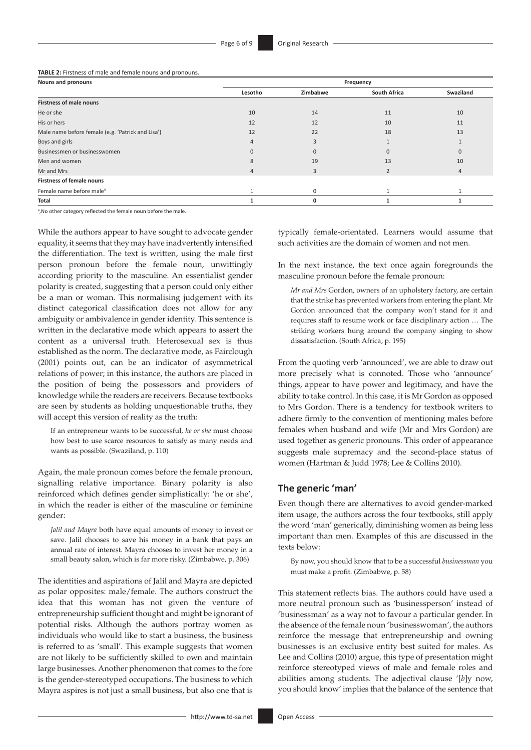**TABLE 2:** Firstness of male and female nouns and pronouns.

| Nouns and pronouns | Frequency | | | |
|---|---|---|---|---|
| | Lesotho | Zimbabwe | South Africa | Swaziland |
| **Firstness of male nouns** | | | | |
| He or she | 10 | 14 | 11 | 10 |
| His or hers | 12 | 12 | 10 | 11 |
| Male name before female (e.g. 'Patrick and Lisa') | 12 | 22 | 18 | 13 |
| Boys and girls | 4 | 3 | 1 | 1 |
| Businessmen or businesswomen | 0 | 0 | 0 | 0 |
| Men and women | 8 | 19 | 13 | 10 |
| Mr and Mrs | 4 | 3 | 2 | 4 |
| **Firstness of female nouns** | | | | |
| Female name before male[a] | 1 | 0 | 1 | 1 |
| **Total** | **1** | **0** | **1** | **1** |

[a], No other category reflected the female noun before the male.

While the authors appear to have sought to advocate gender equality, it seems that they may have inadvertently intensified the differentiation. The text is written, using the male first person pronoun before the female noun, unwittingly according priority to the masculine. An essentialist gender polarity is created, suggesting that a person could only either be a man or woman. This normalising judgement with its distinct categorical classification does not allow for any ambiguity or ambivalence in gender identity. This sentence is written in the declarative mode which appears to assert the content as a universal truth. Heterosexual sex is thus established as the norm. The declarative mode, as Fairclough (2001) points out, can be an indicator of asymmetrical relations of power; in this instance, the authors are placed in the position of being the possessors and providers of knowledge while the readers are receivers. Because textbooks are seen by students as holding unquestionable truths, they will accept this version of reality as the truth:

> If an entrepreneur wants to be successful, *he or she* must choose how best to use scarce resources to satisfy as many needs and wants as possible. (Swaziland, p. 110)

Again, the male pronoun comes before the female pronoun, signalling relative importance. Binary polarity is also reinforced which defines gender simplistically: 'he or she', in which the reader is either of the masculine or feminine gender:

> *Jalil and Mayra* both have equal amounts of money to invest or save. Jalil chooses to save his money in a bank that pays an annual rate of interest. Mayra chooses to invest her money in a small beauty salon, which is far more risky. (Zimbabwe, p. 306)

The identities and aspirations of Jalil and Mayra are depicted as polar opposites: male/female. The authors construct the idea that this woman has not given the venture of entrepreneurship sufficient thought and might be ignorant of potential risks. Although the authors portray women as individuals who would like to start a business, the business is referred to as 'small'. This example suggests that women are not likely to be sufficiently skilled to own and maintain large businesses. Another phenomenon that comes to the fore is the gender-stereotyped occupations. The business to which Mayra aspires is not just a small business, but also one that is typically female-orientated. Learners would assume that such activities are the domain of women and not men.

In the next instance, the text once again foregrounds the masculine pronoun before the female pronoun:

> *Mr and Mrs* Gordon, owners of an upholstery factory, are certain that the strike has prevented workers from entering the plant. Mr Gordon announced that the company won't stand for it and requires staff to resume work or face disciplinary action … The striking workers hung around the company singing to show dissatisfaction. (South Africa, p. 195)

From the quoting verb 'announced', we are able to draw out more precisely what is connoted. Those who 'announce' things, appear to have power and legitimacy, and have the ability to take control. In this case, it is Mr Gordon as opposed to Mrs Gordon. There is a tendency for textbook writers to adhere firmly to the convention of mentioning males before females when husband and wife (Mr and Mrs Gordon) are used together as generic pronouns. This order of appearance suggests male supremacy and the second-place status of women (Hartman & Judd 1978; Lee & Collins 2010).

## The generic 'man'

Even though there are alternatives to avoid gender-marked item usage, the authors across the four textbooks, still apply the word 'man' generically, diminishing women as being less important than men. Examples of this are discussed in the texts below:

> By now, you should know that to be a successful *businessman* you must make a profit. (Zimbabwe, p. 58)

This statement reflects bias. The authors could have used a more neutral pronoun such as 'businessperson' instead of 'businessman' as a way not to favour a particular gender. In the absence of the female noun 'businesswoman', the authors reinforce the message that entrepreneurship and owning businesses is an exclusive entity best suited for males. As Lee and Collins (2010) argue, this type of presentation might reinforce stereotyped views of male and female roles and abilities among students. The adjectival clause '[*b*]y now, you should know' implies that the balance of the sentence that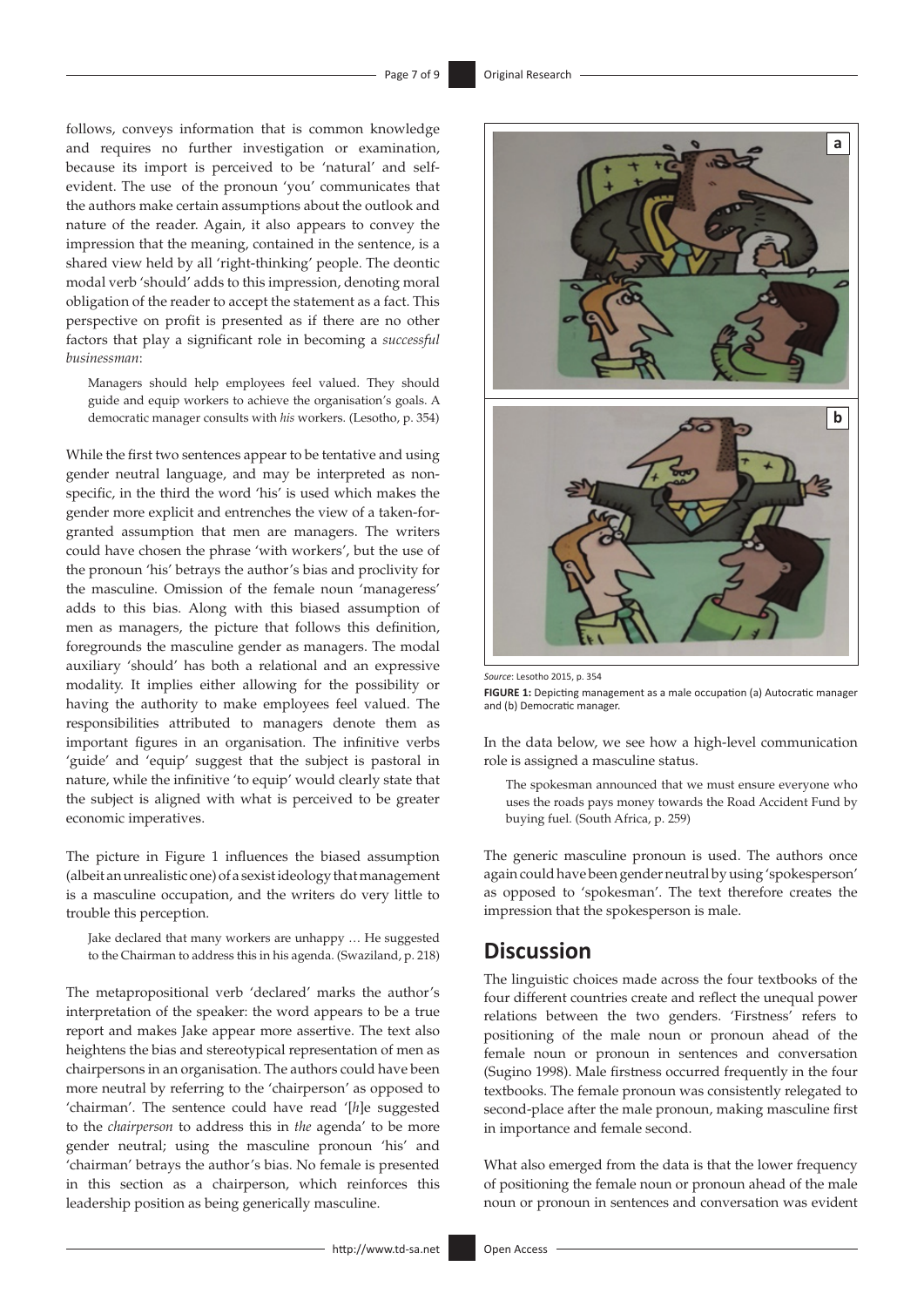follows, conveys information that is common knowledge and requires no further investigation or examination, because its import is perceived to be 'natural' and self-evident. The use of the pronoun 'you' communicates that the authors make certain assumptions about the outlook and nature of the reader. Again, it also appears to convey the impression that the meaning, contained in the sentence, is a shared view held by all 'right-thinking' people. The deontic modal verb 'should' adds to this impression, denoting moral obligation of the reader to accept the statement as a fact. This perspective on profit is presented as if there are no other factors that play a significant role in becoming a *successful businessman*:

> Managers should help employees feel valued. They should guide and equip workers to achieve the organisation's goals. A democratic manager consults with *his* workers. (Lesotho, p. 354)

While the first two sentences appear to be tentative and using gender neutral language, and may be interpreted as non-specific, in the third the word 'his' is used which makes the gender more explicit and entrenches the view of a taken-for-granted assumption that men are managers. The writers could have chosen the phrase 'with workers', but the use of the pronoun 'his' betrays the author's bias and proclivity for the masculine. Omission of the female noun 'manageress' adds to this bias. Along with this biased assumption of men as managers, the picture that follows this definition, foregrounds the masculine gender as managers. The modal auxiliary 'should' has both a relational and an expressive modality. It implies either allowing for the possibility or having the authority to make employees feel valued. The responsibilities attributed to managers denote them as important figures in an organisation. The infinitive verbs 'guide' and 'equip' suggest that the subject is pastoral in nature, while the infinitive 'to equip' would clearly state that the subject is aligned with what is perceived to be greater economic imperatives.

The picture in Figure 1 influences the biased assumption (albeit an unrealistic one) of a sexist ideology that management is a masculine occupation, and the writers do very little to trouble this perception.

> Jake declared that many workers are unhappy … He suggested to the Chairman to address this in his agenda. (Swaziland, p. 218)

The metapropositional verb 'declared' marks the author's interpretation of the speaker: the word appears to be a true report and makes Jake appear more assertive. The text also heightens the bias and stereotypical representation of men as chairpersons in an organisation. The authors could have been more neutral by referring to the 'chairperson' as opposed to 'chairman'. The sentence could have read '[*h*]e suggested to the *chairperson* to address this in *the* agenda' to be more gender neutral; using the masculine pronoun 'his' and 'chairman' betrays the author's bias. No female is presented in this section as a chairperson, which reinforces this leadership position as being generically masculine.

*Source*: Lesotho 2015, p. 354

**FIGURE 1:** Depicting management as a male occupation (a) Autocratic manager and (b) Democratic manager.

In the data below, we see how a high-level communication role is assigned a masculine status.

> The spokesman announced that we must ensure everyone who uses the roads pays money towards the Road Accident Fund by buying fuel. (South Africa, p. 259)

The generic masculine pronoun is used. The authors once again could have been gender neutral by using 'spokesperson' as opposed to 'spokesman'. The text therefore creates the impression that the spokesperson is male.

## Discussion

The linguistic choices made across the four textbooks of the four different countries create and reflect the unequal power relations between the two genders. 'Firstness' refers to positioning of the male noun or pronoun ahead of the female noun or pronoun in sentences and conversation (Sugino 1998). Male firstness occurred frequently in the four textbooks. The female pronoun was consistently relegated to second-place after the male pronoun, making masculine first in importance and female second.

What also emerged from the data is that the lower frequency of positioning the female noun or pronoun ahead of the male noun or pronoun in sentences and conversation was evident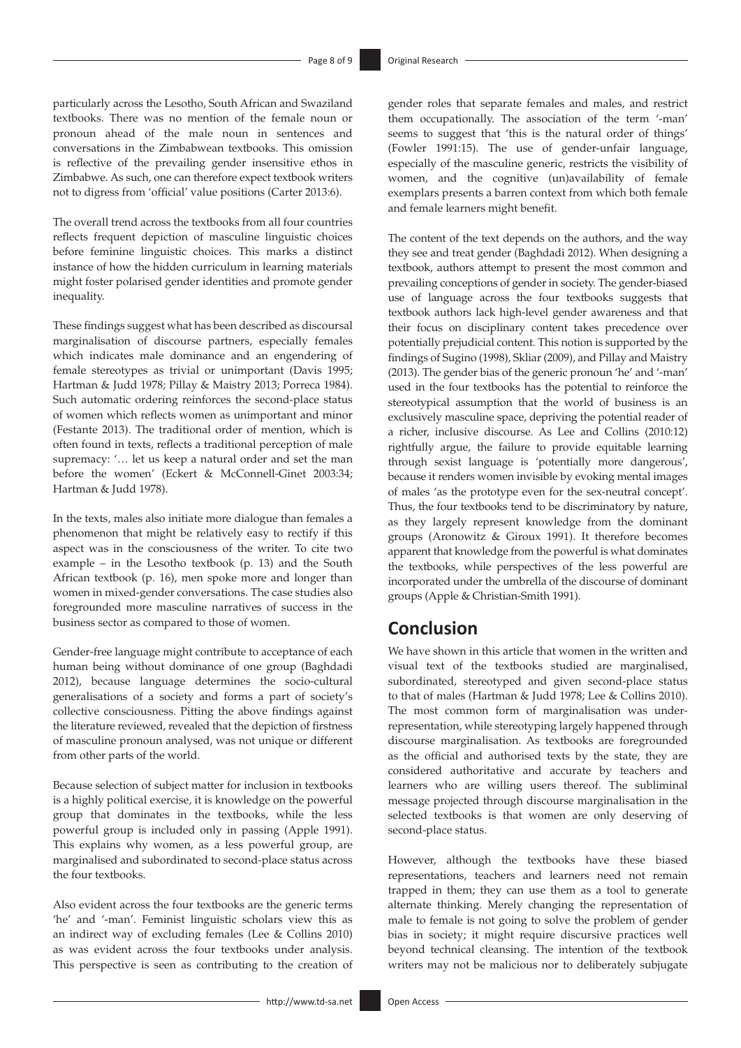particularly across the Lesotho, South African and Swaziland textbooks. There was no mention of the female noun or pronoun ahead of the male noun in sentences and conversations in the Zimbabwean textbooks. This omission is reflective of the prevailing gender insensitive ethos in Zimbabwe. As such, one can therefore expect textbook writers not to digress from 'official' value positions (Carter 2013:6).

The overall trend across the textbooks from all four countries reflects frequent depiction of masculine linguistic choices before feminine linguistic choices. This marks a distinct instance of how the hidden curriculum in learning materials might foster polarised gender identities and promote gender inequality.

These findings suggest what has been described as discoursal marginalisation of discourse partners, especially females which indicates male dominance and an engendering of female stereotypes as trivial or unimportant (Davis 1995; Hartman & Judd 1978; Pillay & Maistry 2013; Porreca 1984). Such automatic ordering reinforces the second-place status of women which reflects women as unimportant and minor (Festante 2013). The traditional order of mention, which is often found in texts, reflects a traditional perception of male supremacy: '… let us keep a natural order and set the man before the women' (Eckert & McConnell-Ginet 2003:34; Hartman & Judd 1978).

In the texts, males also initiate more dialogue than females a phenomenon that might be relatively easy to rectify if this aspect was in the consciousness of the writer. To cite two example – in the Lesotho textbook (p. 13) and the South African textbook (p. 16), men spoke more and longer than women in mixed-gender conversations. The case studies also foregrounded more masculine narratives of success in the business sector as compared to those of women.

Gender-free language might contribute to acceptance of each human being without dominance of one group (Baghdadi 2012), because language determines the socio-cultural generalisations of a society and forms a part of society's collective consciousness. Pitting the above findings against the literature reviewed, revealed that the depiction of firstness of masculine pronoun analysed, was not unique or different from other parts of the world.

Because selection of subject matter for inclusion in textbooks is a highly political exercise, it is knowledge on the powerful group that dominates in the textbooks, while the less powerful group is included only in passing (Apple 1991). This explains why women, as a less powerful group, are marginalised and subordinated to second-place status across the four textbooks.

Also evident across the four textbooks are the generic terms 'he' and '-man'. Feminist linguistic scholars view this as an indirect way of excluding females (Lee & Collins 2010) as was evident across the four textbooks under analysis. This perspective is seen as contributing to the creation of gender roles that separate females and males, and restrict them occupationally. The association of the term '-man' seems to suggest that 'this is the natural order of things' (Fowler 1991:15). The use of gender-unfair language, especially of the masculine generic, restricts the visibility of women, and the cognitive (un)availability of female exemplars presents a barren context from which both female and female learners might benefit.

The content of the text depends on the authors, and the way they see and treat gender (Baghdadi 2012). When designing a textbook, authors attempt to present the most common and prevailing conceptions of gender in society. The gender-biased use of language across the four textbooks suggests that textbook authors lack high-level gender awareness and that their focus on disciplinary content takes precedence over potentially prejudicial content. This notion is supported by the findings of Sugino (1998), Skliar (2009), and Pillay and Maistry (2013). The gender bias of the generic pronoun 'he' and '-man' used in the four textbooks has the potential to reinforce the stereotypical assumption that the world of business is an exclusively masculine space, depriving the potential reader of a richer, inclusive discourse. As Lee and Collins (2010:12) rightfully argue, the failure to provide equitable learning through sexist language is 'potentially more dangerous', because it renders women invisible by evoking mental images of males 'as the prototype even for the sex-neutral concept'. Thus, the four textbooks tend to be discriminatory by nature, as they largely represent knowledge from the dominant groups (Aronowitz & Giroux 1991). It therefore becomes apparent that knowledge from the powerful is what dominates the textbooks, while perspectives of the less powerful are incorporated under the umbrella of the discourse of dominant groups (Apple & Christian-Smith 1991).

## Conclusion

We have shown in this article that women in the written and visual text of the textbooks studied are marginalised, subordinated, stereotyped and given second-place status to that of males (Hartman & Judd 1978; Lee & Collins 2010). The most common form of marginalisation was under-representation, while stereotyping largely happened through discourse marginalisation. As textbooks are foregrounded as the official and authorised texts by the state, they are considered authoritative and accurate by teachers and learners who are willing users thereof. The subliminal message projected through discourse marginalisation in the selected textbooks is that women are only deserving of second-place status.

However, although the textbooks have these biased representations, teachers and learners need not remain trapped in them; they can use them as a tool to generate alternate thinking. Merely changing the representation of male to female is not going to solve the problem of gender bias in society; it might require discursive practices well beyond technical cleansing. The intention of the textbook writers may not be malicious nor to deliberately subjugate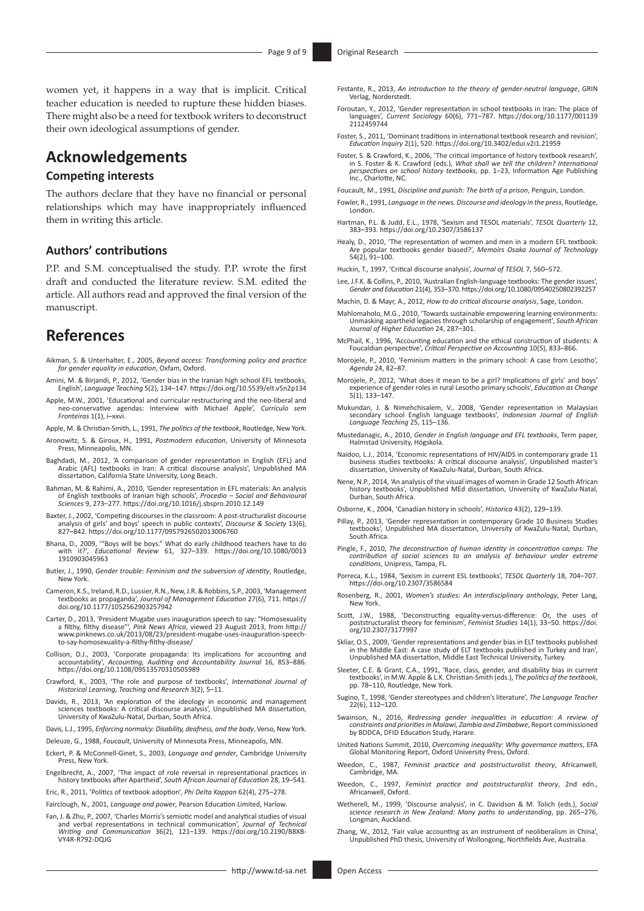women yet, it happens in a way that is implicit. Critical teacher education is needed to rupture these hidden biases. There might also be a need for textbook writers to deconstruct their own ideological assumptions of gender.

# Acknowledgements

## Competing interests

The authors declare that they have no financial or personal relationships which may have inappropriately influenced them in writing this article.

## Authors' contributions

P.P. and S.M. conceptualised the study. P.P. wrote the first draft and conducted the literature review. S.M. edited the article. All authors read and approved the final version of the manuscript.

# References

Aikman, S. & Unterhalter, E., 2005, *Beyond access: Transforming policy and practice for gender equality in education*, Oxfam, Oxford.

Amini, M. & Birjandi, P., 2012, 'Gender bias in the Iranian high school EFL textbooks, English', *Language Teaching* 5(2), 134–147. https://doi.org/10.5539/elt.v5n2p134

Apple, M.W., 2001, 'Educational and curricular restructuring and the neo-liberal and neo-conservative agendas: Interview with Michael Apple', *Curriculo sem Fronteiras* 1(1), i–xxvi.

Apple, M. & Christian-Smith, L., 1991, *The politics of the textbook*, Routledge, New York.

Aronowitz, S. & Giroux, H., 1991, *Postmodern education*, University of Minnesota Press, Minneapolis, MN.

Baghdadi, M., 2012, 'A comparison of gender representation in English (EFL) and Arabic (AFL) textbooks in Iran: A critical discourse analysis', Unpublished MA dissertation, California State University, Long Beach.

Bahman, M. & Rahimi, A., 2010, 'Gender representation in EFL materials: An analysis of English textbooks of Iranian high schools', *Procedia – Social and Behavioural Sciences* 9, 273–277. https://doi.org/10.1016/j.sbspro.2010.12.149

Baxter, J., 2002, 'Competing discourses in the classroom: A post-structuralist discourse analysis of girls' and boys' speech in public contexts', *Discourse & Society* 13(6), 827–842. https://doi.org/10.1177/0957926502013006760

Bhana, D., 2009, '"Boys will be boys." What do early childhood teachers have to do with it?', *Educational Review* 61, 327–339. https://doi.org/10.1080/00131910903045963

Butler, J., 1990, *Gender trouble: Feminism and the subversion of identity*, Routledge, New York.

Cameron, K.S., Ireland, R.D., Lussier, R.N., New, J.R. & Robbins, S.P., 2003, 'Management textbooks as propaganda', *Journal of Management Education* 27(6), 711. https://doi.org/10.1177/1052562903257942

Carter, D., 2013, 'President Mugabe uses inauguration speech to say: "Homosexuality a filthy, filthy disease"', *Pink News Africa*, viewed 23 August 2013, from http://www.pinknews.co.uk/2013/08/23/president-mugabe-uses-inauguration-speech-to-say-homosexuality-a-filthy-filthy-disease/

Collison, D.J., 2003, 'Corporate propaganda: Its implications for accounting and accountability', *Accounting, Auditing and Accountability Journal* 16, 853–886. https://doi.org/10.1108/09513570310505989

Crawford, K., 2003, 'The role and purpose of textbooks', *International Journal of Historical Learning, Teaching and Research* 3(2), 5–11.

Davids, R., 2013, 'An exploration of the ideology in economic and management sciences textbooks: A critical discourse analysis', Unpublished MA dissertation, University of KwaZulu-Natal, Durban, South Africa.

Davis, L.J., 1995, *Enforcing normalcy: Disability, deafness, and the body*, Verso, New York.

Deleuze, G., 1988, *Foucault*, University of Minnesota Press, Minneapolis, MN.

Eckert, P. & McConnell-Ginet, S., 2003, *Language and gender*, Cambridge University Press, New York.

Engelbrecht, A., 2007, 'The impact of role reversal in representational practices in history textbooks after Apartheid', *South African Journal of Education* 28, 19–541.

Eric, R., 2011, 'Politics of textbook adoption', *Phi Delta Kappan* 62(4), 275–278.

Fairclough, N., 2001, *Language and power*, Pearson Education Limited, Harlow.

Fan, J. & Zhu, P., 2007, 'Charles Morris's semiotic model and analytical studies of visual and verbal representations in technical communication', *Journal of Technical Writing and Communication* 36(2), 121–139. https://doi.org/10.2190/B8XB-VY4R-R792-DQJG

Festante, R., 2013, *An introduction to the theory of gender-neutral language*, GRIN Verlag, Norderstedt.

Foroutan, Y., 2012, 'Gender representation in school textbooks in Iran: The place of languages', *Current Sociology* 60(6), 771–787. https://doi.org/10.1177/0011392112459744

Foster, S., 2011, 'Dominant traditions in international textbook research and revision', *Education Inquiry* 2(1), 520. https://doi.org/10.3402/edui.v2i1.21959

Foster, S. & Crawford, K., 2006, 'The critical importance of history textbook research', in S. Foster & K. Crawford (eds.), *What shall we tell the children? International perspectives on school history textbooks*, pp. 1–23, Information Age Publishing Inc., Charlotte, NC.

Foucault, M., 1991, *Discipline and punish: The birth of a prison*, Penguin, London.

Fowler, R., 1991, *Language in the news. Discourse and ideology in the press*, Routledge, London.

Hartman, P.L. & Judd, E.L., 1978, 'Sexism and TESOL materials', *TESOL Quarterly* 12, 383–393. https://doi.org/10.2307/3586137

Healy, D., 2010, 'The representation of women and men in a modern EFL textbook: Are popular textbooks gender biased?', *Memoirs Osaka Journal of Technology* 54(2), 91–100.

Huckin, T., 1997, 'Critical discourse analysis', *Journal of TESOL* 7, 560–572.

Lee, J.F.K. & Collins, P., 2010, 'Australian English-language textbooks: The gender issues', *Gender and Education* 21(4), 353–370. https://doi.org/10.1080/09540250802392257

Machin, D. & Mayr, A., 2012, *How to do critical discourse analysis*, Sage, London.

Mahlomaholo, M.G., 2010, 'Towards sustainable empowering learning environments: Unmasking apartheid legacies through scholarship of engagement', *South African Journal of Higher Education* 24, 287–301.

McPhail, K., 1996, 'Accounting education and the ethical construction of students: A Foucaldian perspective', *Critical Perspective on Accounting* 10(5), 833–866.

Morojele, P., 2010, 'Feminism matters in the primary school: A case from Lesotho', *Agenda* 24, 82–87.

Morojele, P., 2012, 'What does it mean to be a girl? Implications of girls' and boys' experience of gender roles in rural Lesotho primary schools', *Education as Change* 5(1), 133–147.

Mukundan, J. & Nimehchisalem, V., 2008, 'Gender representation in Malaysian secondary school English language textbooks', *Indonesian Journal of English Language Teaching* 25, 115–136.

Mustedanagic, A., 2010, *Gender in English language and EFL textbooks*, Term paper, Halmstad University, Högskola.

Naidoo, L.J., 2014, 'Economic representations of HIV/AIDS in contemporary grade 11 business studies textbooks: A critical discourse analysis', Unpublished master's dissertation, University of KwaZulu-Natal, Durban, South Africa.

Nene, N.P., 2014, 'An analysis of the visual images of women in Grade 12 South African history textbooks', Unpublished MEd dissertation, University of KwaZulu-Natal, Durban, South Africa.

Osborne, K., 2004, 'Canadian history in schools', *Historica* 43(2), 129–139.

Pillay, P., 2013, 'Gender representation in contemporary Grade 10 Business Studies textbooks', Unpublished MA dissertation, University of KwaZulu-Natal, Durban, South Africa.

Pingle, F., 2010, *The deconstruction of human identity in concentration camps: The contribution of social sciences to an analysis of behaviour under extreme conditions*, Unipress, Tampa, FL.

Porreca, K.L., 1984, 'Sexism in current ESL textbooks', *TESOL Quarterly* 18, 704–707. https://doi.org/10.2307/3586584

Rosenberg, R., 2001, *Women's studies: An interdisciplinary anthology*, Peter Lang, New York.

Scott, J.W., 1988, 'Deconstructing equality-versus-difference: Or, the uses of poststructuralist theory for feminism', *Feminist Studies* 14(1), 33–50. https://doi.org/10.2307/3177997

Skliar, O.S., 2009, 'Gender representations and gender bias in ELT textbooks published in the Middle East: A case study of ELT textbooks published in Turkey and Iran', Unpublished MA dissertation, Middle East Technical University, Turkey.

Sleeter, C.E. & Grant, C.A., 1991, 'Race, class, gender, and disability bias in current textbooks', in M.W. Apple & L.K. Christian-Smith (eds.), *The politics of the textbook*, pp. 78–110, Routledge, New York.

Sugino, T., 1998, 'Gender stereotypes and children's literature', *The Language Teacher* 22(6), 112–120.

Swainson, N., 2016, *Redressing gender inequalities in education: A review of constraints and priorities in Malawi, Zambia and Zimbabwe*, Report commissioned by BDDCA, DFID Education Study, Harare.

United Nations Summit, 2010, *Overcoming inequality: Why governance matters*, EFA Global Monitoring Report, Oxford University Press, Oxford.

Weedon, C., 1987, *Feminist practice and poststructuralist theory*, Africanwell, Cambridge, MA.

Weedon, C., 1997, *Feminist practice and poststructuralist theory*, 2nd edn., Africanwell, Oxford.

Wetherell, M., 1999, 'Discourse analysis', in C. Davidson & M. Tolich (eds.), *Social science research in New Zealand: Many paths to understanding*, pp. 265–276, Longman, Auckland.

Zhang, W., 2012, 'Fair value accounting as an instrument of neoliberalism in China', Unpublished PhD thesis, University of Wollongong, Northfields Ave, Australia.